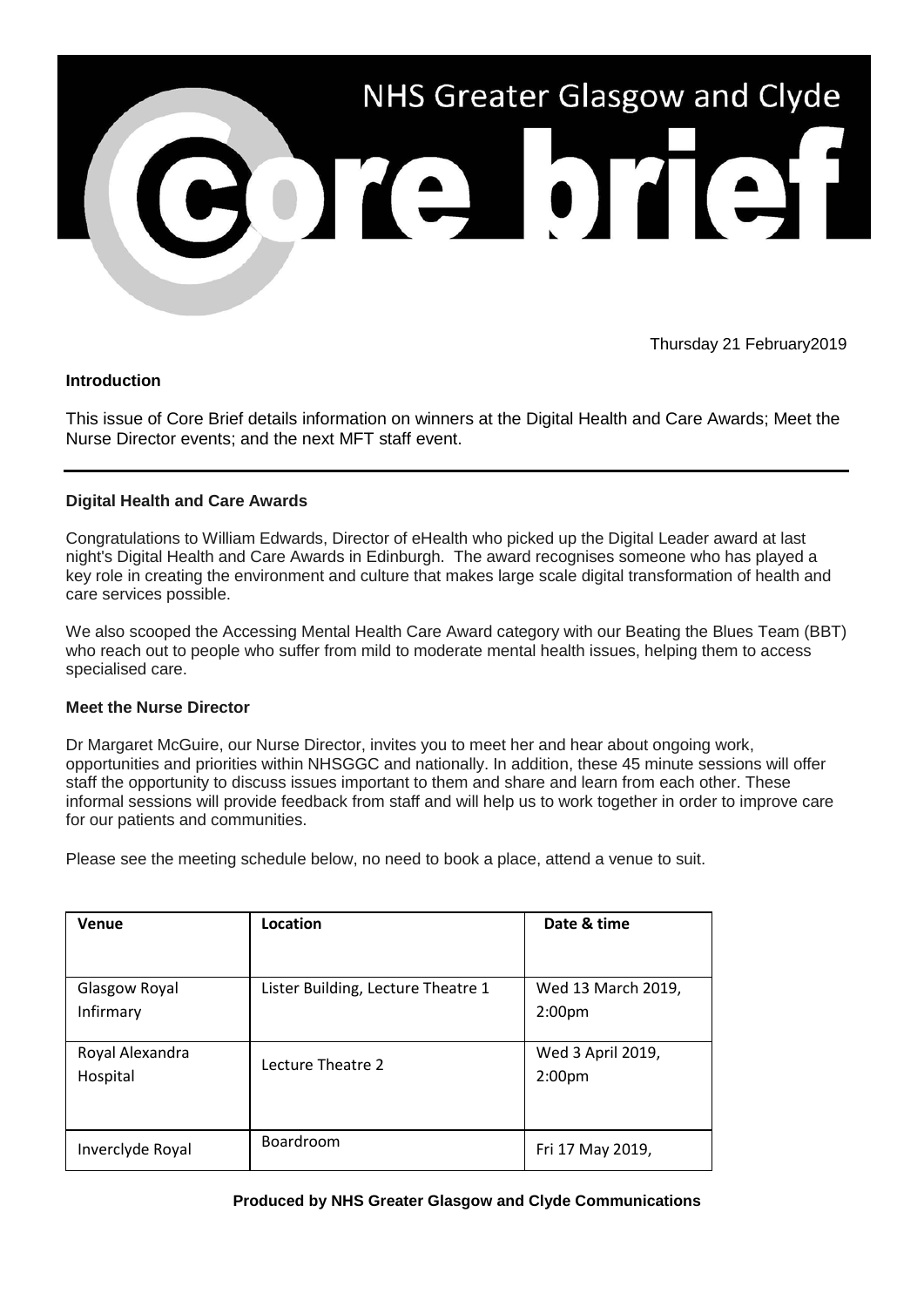# NHS Greater Glasgow and Clyde

# Core brief

Thursday 21 February2019

**Introduction**

This issue of Core Brief details information on winners at the Digital Health and Care Awards; Meet the Nurse Director events; and the next MFT staff event.

---

**Digital Health and Care Awards**

Congratulations to William Edwards, Director of eHealth who picked up the Digital Leader award at last night's Digital Health and Care Awards in Edinburgh. The award recognises someone who has played a key role in creating the environment and culture that makes large scale digital transformation of health and care services possible.

We also scooped the Accessing Mental Health Care Award category with our Beating the Blues Team (BBT) who reach out to people who suffer from mild to moderate mental health issues, helping them to access specialised care.

**Meet the Nurse Director**

Dr Margaret McGuire, our Nurse Director, invites you to meet her and hear about ongoing work, opportunities and priorities within NHSGGC and nationally. In addition, these 45 minute sessions will offer staff the opportunity to discuss issues important to them and share and learn from each other. These informal sessions will provide feedback from staff and will help us to work together in order to improve care for our patients and communities.

Please see the meeting schedule below, no need to book a place, attend a venue to suit.

| Venue | Location | Date & time |
|---|---|---|
| Glasgow Royal Infirmary | Lister Building, Lecture Theatre 1 | Wed 13 March 2019, 2:00pm |
| Royal Alexandra Hospital | Lecture Theatre 2 | Wed 3 April 2019, 2:00pm |
| Inverclyde Royal | Boardroom | Fri 17 May 2019, |

**Produced by NHS Greater Glasgow and Clyde Communications**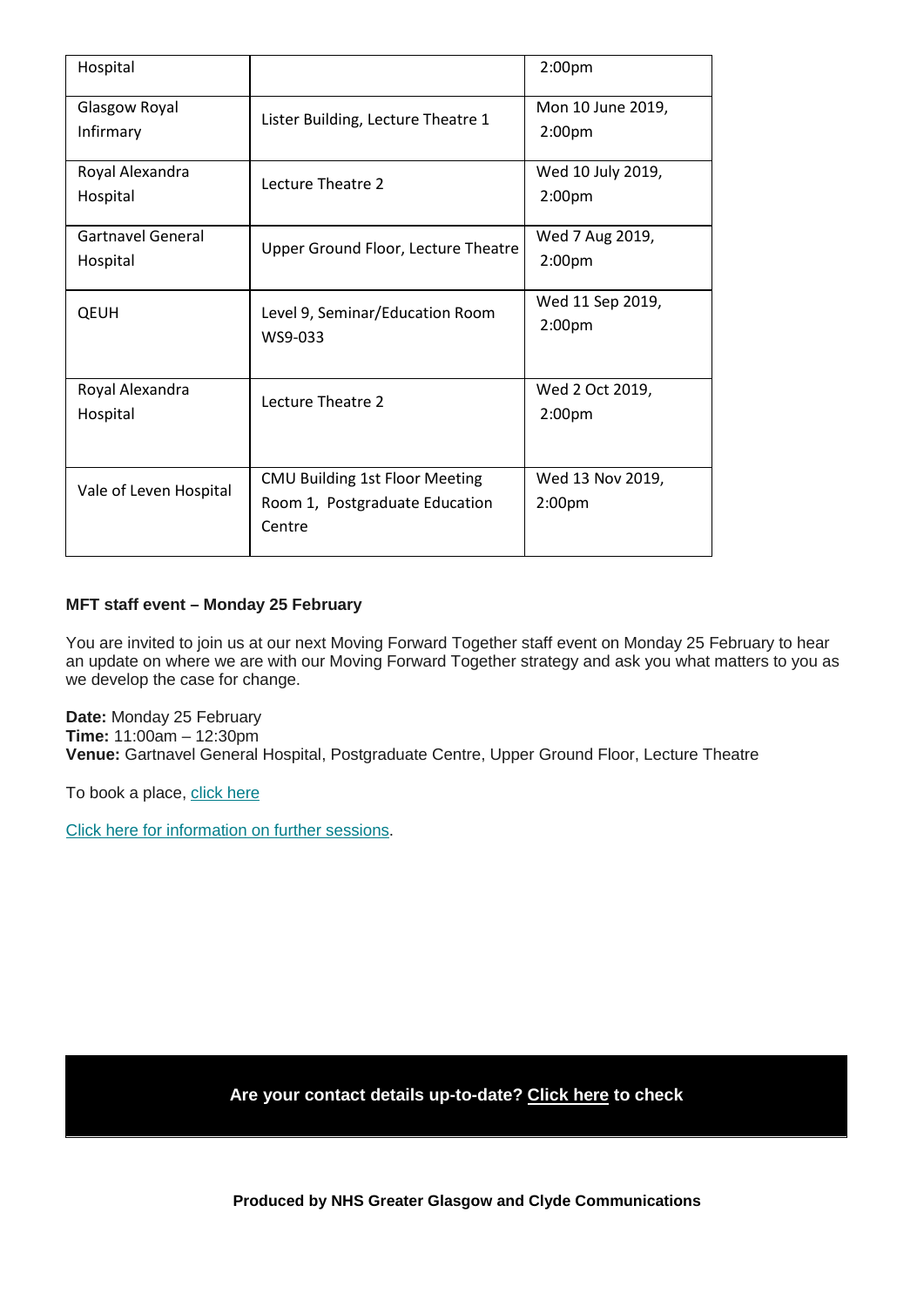| | | |
|---|---|---|
| Hospital | | 2:00pm |
| Glasgow Royal Infirmary | Lister Building, Lecture Theatre 1 | Mon 10 June 2019, 2:00pm |
| Royal Alexandra Hospital | Lecture Theatre 2 | Wed 10 July 2019, 2:00pm |
| Gartnavel General Hospital | Upper Ground Floor, Lecture Theatre | Wed 7 Aug 2019, 2:00pm |
| QEUH | Level 9, Seminar/Education Room WS9-033 | Wed 11 Sep 2019, 2:00pm |
| Royal Alexandra Hospital | Lecture Theatre 2 | Wed 2 Oct 2019, 2:00pm |
| Vale of Leven Hospital | CMU Building 1st Floor Meeting Room 1, Postgraduate Education Centre | Wed 13 Nov 2019, 2:00pm |

**MFT staff event – Monday 25 February**

You are invited to join us at our next Moving Forward Together staff event on Monday 25 February to hear an update on where we are with our Moving Forward Together strategy and ask you what matters to you as we develop the case for change.

**Date:** Monday 25 February
**Time:** 11:00am – 12:30pm
**Venue:** Gartnavel General Hospital, Postgraduate Centre, Upper Ground Floor, Lecture Theatre

To book a place, click here

Click here for information on further sessions.

**Are your contact details up-to-date? Click here to check**

**Produced by NHS Greater Glasgow and Clyde Communications**